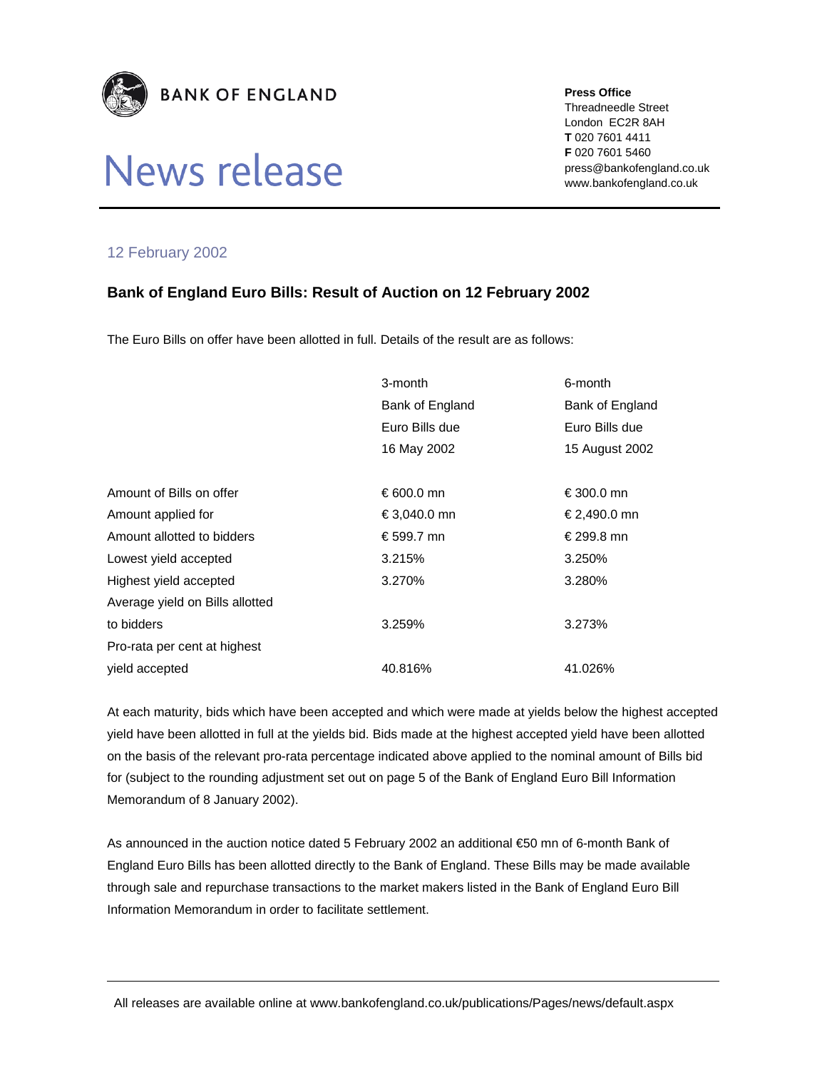**BANK OF ENGLAND**

# News release

**Press Office**
Threadneedle Street
London EC2R 8AH
**T** 020 7601 4411
**F** 020 7601 5460
press@bankofengland.co.uk
www.bankofengland.co.uk

12 February 2002

## Bank of England Euro Bills: Result of Auction on 12 February 2002

The Euro Bills on offer have been allotted in full. Details of the result are as follows:

| | 3-month Bank of England Euro Bills due 16 May 2002 | 6-month Bank of England Euro Bills due 15 August 2002 |
|---|---|---|
| Amount of Bills on offer | € 600.0 mn | € 300.0 mn |
| Amount applied for | € 3,040.0 mn | € 2,490.0 mn |
| Amount allotted to bidders | € 599.7 mn | € 299.8 mn |
| Lowest yield accepted | 3.215% | 3.250% |
| Highest yield accepted | 3.270% | 3.280% |
| Average yield on Bills allotted to bidders | 3.259% | 3.273% |
| Pro-rata per cent at highest yield accepted | 40.816% | 41.026% |

At each maturity, bids which have been accepted and which were made at yields below the highest accepted yield have been allotted in full at the yields bid. Bids made at the highest accepted yield have been allotted on the basis of the relevant pro-rata percentage indicated above applied to the nominal amount of Bills bid for (subject to the rounding adjustment set out on page 5 of the Bank of England Euro Bill Information Memorandum of 8 January 2002).

As announced in the auction notice dated 5 February 2002 an additional €50 mn of 6-month Bank of England Euro Bills has been allotted directly to the Bank of England. These Bills may be made available through sale and repurchase transactions to the market makers listed in the Bank of England Euro Bill Information Memorandum in order to facilitate settlement.

All releases are available online at www.bankofengland.co.uk/publications/Pages/news/default.aspx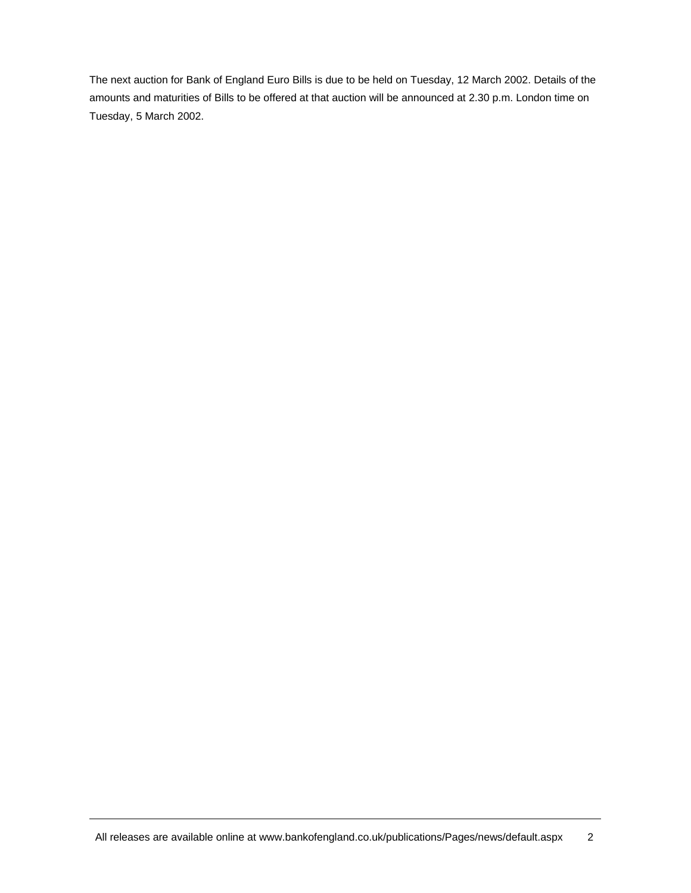The next auction for Bank of England Euro Bills is due to be held on Tuesday, 12 March 2002. Details of the amounts and maturities of Bills to be offered at that auction will be announced at 2.30 p.m. London time on Tuesday, 5 March 2002.